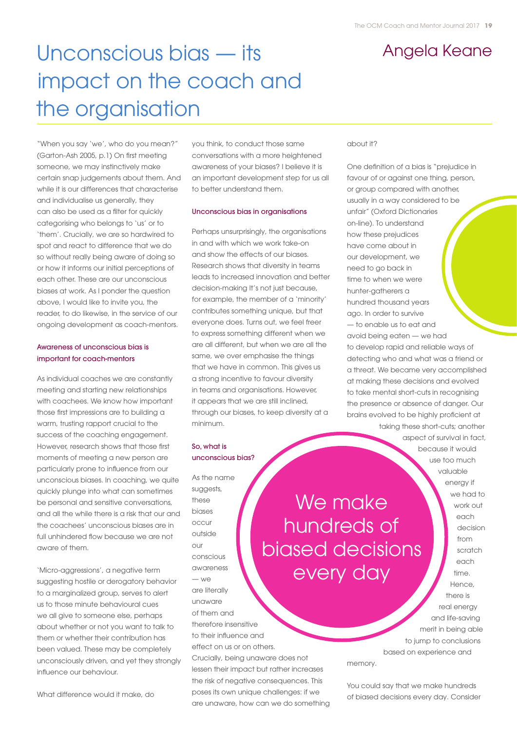// Let me structure: title, author, then columns.

# Unconscious bias — its impact on the coach and the organisation

## Angela Keane

"When you say 'we', who do you mean?" (Garton-Ash 2005, p.1) On first meeting someone, we may instinctively make certain snap judgements about them. And while it is our differences that characterise and individualise us generally, they can also be used as a filter for quickly categorising who belongs to 'us' or to 'them'. Crucially, we are so hardwired to spot and react to difference that we do so without really being aware of doing so or how it informs our initial perceptions of each other. These are our unconscious biases at work. As I ponder the question above, I would like to invite you, the reader, to do likewise, in the service of our ongoing development as coach-mentors.

### Awareness of unconscious bias is important for coach-mentors

As individual coaches we are constantly meeting and starting new relationships with coachees. We know how important those first impressions are to building a warm, trusting rapport crucial to the success of the coaching engagement. However, research shows that those first moments of meeting a new person are particularly prone to influence from our unconscious biases. In coaching, we quite quickly plunge into what can sometimes be personal and sensitive conversations, and all the while there is a risk that our and the coachees' unconscious biases are in full unhindered flow because we are not aware of them.

'Micro-aggressions', a negative term suggesting hostile or derogatory behavior to a marginalized group, serves to alert us to those minute behavioural cues we all give to someone else, perhaps about whether or not you want to talk to them or whether their contribution has been valued. These may be completely unconsciously driven, and yet they strongly influence our behaviour.

What difference would it make, do you think, to conduct those same conversations with a more heightened awareness of your biases? I believe it is an important development step for us all to better understand them.

### Unconscious bias in organisations

Perhaps unsurprisingly, the organisations in and with which we work take-on and show the effects of our biases. Research shows that diversity in teams leads to increased innovation and better decision-making It's not just because, for example, the member of a 'minority' contributes something unique, but that everyone does. Turns out, we feel freer to express something different when we are all different, but when we are all the same, we over emphasise the things that we have in common. This gives us a strong incentive to favour diversity in teams and organisations. However, it appears that we are still inclined, through our biases, to keep diversity at a minimum.

### So, what is unconscious bias?

As the name suggests, these biases occur outside our conscious awareness — we are literally unaware of them and therefore insensitive to their influence and effect on us or on others. Crucially, being unaware does not lessen their impact but rather increases the risk of negative consequences. This poses its own unique challenges: if we are unaware, how can we do something about it?

> We make hundreds of biased decisions every day

One definition of a bias is "prejudice in favour of or against one thing, person, or group compared with another, usually in a way considered to be unfair" (Oxford Dictionaries on-line). To understand how these prejudices have come about in our development, we need to go back in time to when we were hunter-gatherers a hundred thousand years ago. In order to survive — to enable us to eat and avoid being eaten — we had to develop rapid and reliable ways of detecting who and what was a friend or a threat. We became very accomplished at making these decisions and evolved to take mental short-cuts in recognising the presence or absence of danger. Our brains evolved to be highly proficient at taking these short-cuts; another aspect of survival in fact, because it would use too much valuable energy if we had to work out each decision from scratch each time. Hence, there is real energy and life-saving merit in being able to jump to conclusions based on experience and memory.

You could say that we make hundreds of biased decisions every day. Consider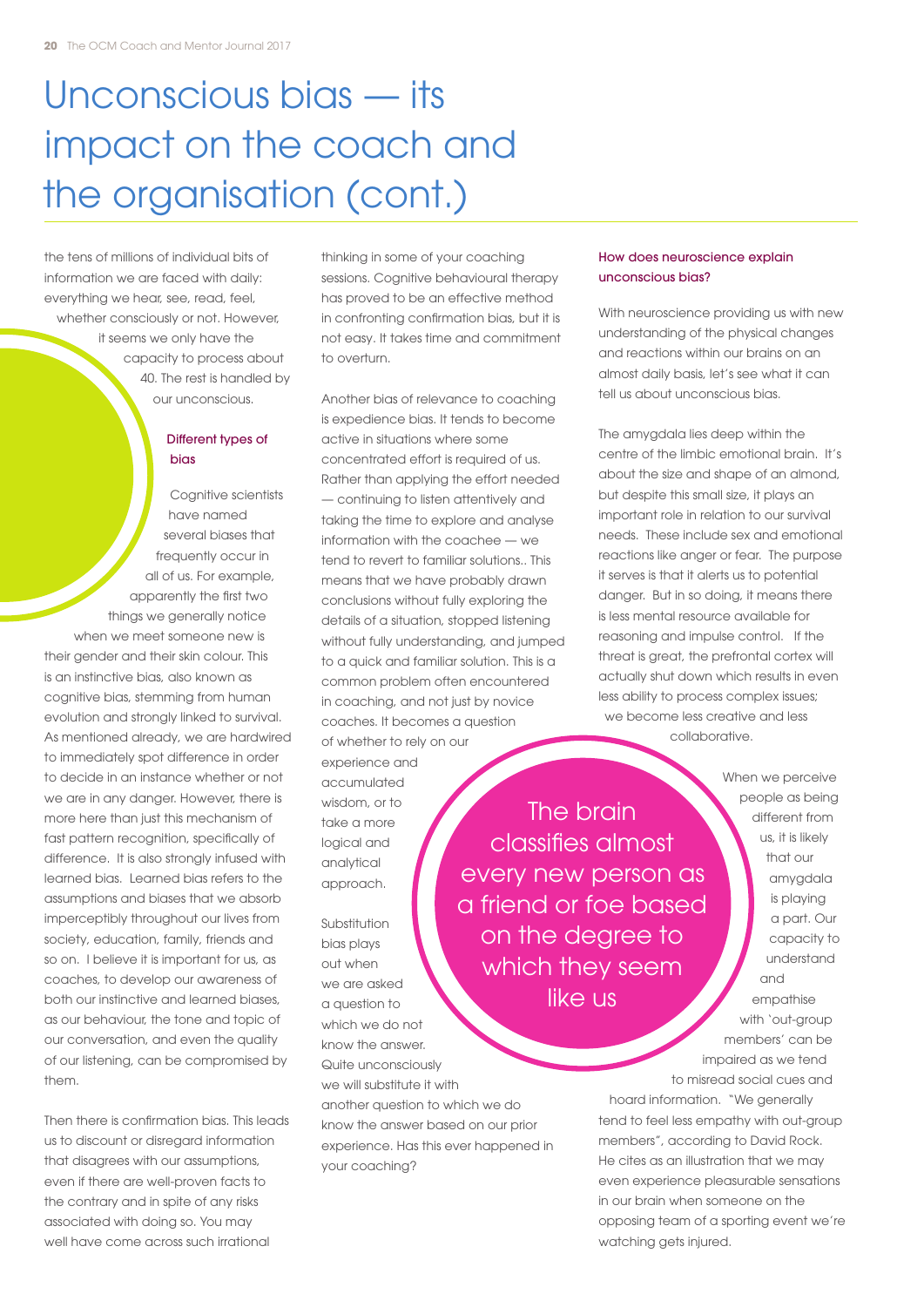# Unconscious bias — its impact on the coach and the organisation (cont.)

the tens of millions of individual bits of information we are faced with daily: everything we hear, see, read, feel, whether consciously or not. However, it seems we only have the capacity to process about 40. The rest is handled by our unconscious.

### Different types of bias

Cognitive scientists have named several biases that frequently occur in all of us. For example, apparently the first two things we generally notice when we meet someone new is their gender and their skin colour. This is an instinctive bias, also known as cognitive bias, stemming from human evolution and strongly linked to survival. As mentioned already, we are hardwired to immediately spot difference in order to decide in an instance whether or not we are in any danger. However, there is more here than just this mechanism of fast pattern recognition, specifically of difference. It is also strongly infused with learned bias. Learned bias refers to the assumptions and biases that we absorb imperceptibly throughout our lives from society, education, family, friends and so on. I believe it is important for us, as coaches, to develop our awareness of both our instinctive and learned biases, as our behaviour, the tone and topic of our conversation, and even the quality of our listening, can be compromised by them.

Then there is confirmation bias. This leads us to discount or disregard information that disagrees with our assumptions, even if there are well-proven facts to the contrary and in spite of any risks associated with doing so. You may well have come across such irrational thinking in some of your coaching sessions. Cognitive behavioural therapy has proved to be an effective method in confronting confirmation bias, but it is not easy. It takes time and commitment to overturn.

Another bias of relevance to coaching is expedience bias. It tends to become active in situations where some concentrated effort is required of us. Rather than applying the effort needed — continuing to listen attentively and taking the time to explore and analyse information with the coachee — we tend to revert to familiar solutions.. This means that we have probably drawn conclusions without fully exploring the details of a situation, stopped listening without fully understanding, and jumped to a quick and familiar solution. This is a common problem often encountered in coaching, and not just by novice coaches. It becomes a question of whether to rely on our experience and accumulated wisdom, or to take a more logical and analytical approach.

Substitution bias plays out when we are asked a question to which we do not know the answer. Quite unconsciously we will substitute it with another question to which we do know the answer based on our prior experience. Has this ever happened in your coaching?

> The brain classifies almost every new person as a friend or foe based on the degree to which they seem like us

### How does neuroscience explain unconscious bias?

With neuroscience providing us with new understanding of the physical changes and reactions within our brains on an almost daily basis, let's see what it can tell us about unconscious bias.

The amygdala lies deep within the centre of the limbic emotional brain. It's about the size and shape of an almond, but despite this small size, it plays an important role in relation to our survival needs. These include sex and emotional reactions like anger or fear. The purpose it serves is that it alerts us to potential danger. But in so doing, it means there is less mental resource available for reasoning and impulse control. If the threat is great, the prefrontal cortex will actually shut down which results in even less ability to process complex issues; we become less creative and less collaborative.

When we perceive people as being different from us, it is likely that our amygdala is playing a part. Our capacity to understand and empathise with 'out-group members' can be impaired as we tend to misread social cues and hoard information. "We generally tend to feel less empathy with out-group members", according to David Rock. He cites as an illustration that we may even experience pleasurable sensations in our brain when someone on the opposing team of a sporting event we're watching gets injured.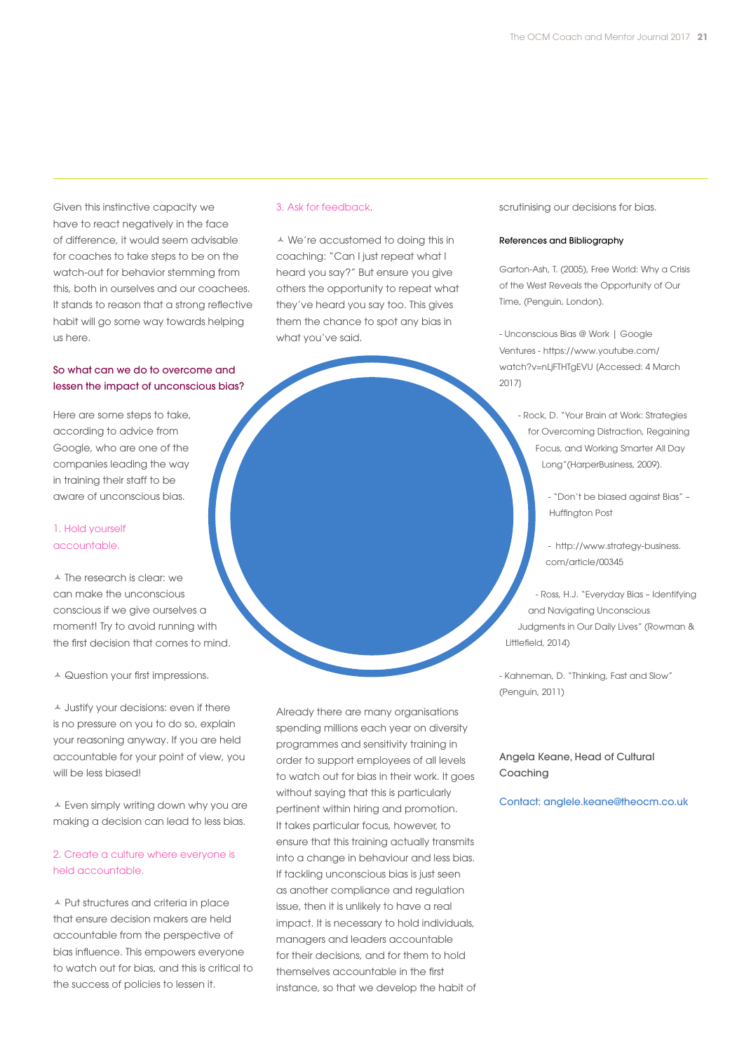Given this instinctive capacity we have to react negatively in the face of difference, it would seem advisable for coaches to take steps to be on the watch-out for behavior stemming from this, both in ourselves and our coachees. It stands to reason that a strong reflective habit will go some way towards helping us here.

### So what can we do to overcome and lessen the impact of unconscious bias?

Here are some steps to take, according to advice from Google, who are one of the companies leading the way in training their staff to be aware of unconscious bias.

#### 1. Hold yourself accountable.

- The research is clear: we can make the unconscious conscious if we give ourselves a moment! Try to avoid running with the first decision that comes to mind.
- Question your first impressions.
- Justify your decisions: even if there is no pressure on you to do so, explain your reasoning anyway. If you are held accountable for your point of view, you will be less biased!
- Even simply writing down why you are making a decision can lead to less bias.

#### 2. Create a culture where everyone is held accountable.

- Put structures and criteria in place that ensure decision makers are held accountable from the perspective of bias influence. This empowers everyone to watch out for bias, and this is critical to the success of policies to lessen it.

#### 3. Ask for feedback.

- We're accustomed to doing this in coaching: "Can I just repeat what I heard you say?" But ensure you give others the opportunity to repeat what they've heard you say too. This gives them the chance to spot any bias in what you've said.

Already there are many organisations spending millions each year on diversity programmes and sensitivity training in order to support employees of all levels to watch out for bias in their work. It goes without saying that this is particularly pertinent within hiring and promotion. It takes particular focus, however, to ensure that this training actually transmits into a change in behaviour and less bias. If tackling unconscious bias is just seen as another compliance and regulation issue, then it is unlikely to have a real impact. It is necessary to hold individuals, managers and leaders accountable for their decisions, and for them to hold themselves accountable in the first instance, so that we develop the habit of scrutinising our decisions for bias.

#### References and Bibliography

Garton-Ash, T. (2005), Free World: Why a Crisis of the West Reveals the Opportunity of Our Time, (Penguin, London).

- Unconscious Bias @ Work | Google Ventures - https://www.youtube.com/watch?v=nLjFTHTgEVU (Accessed: 4 March 2017)

- Rock, D. "Your Brain at Work: Strategies for Overcoming Distraction, Regaining Focus, and Working Smarter All Day Long"(HarperBusiness, 2009).

- "Don't be biased against Bias" – Huffington Post

- http://www.strategy-business.com/article/00345

- Ross, H.J. "Everyday Bias – Identifying and Navigating Unconscious Judgments in Our Daily Lives" (Rowman & Littlefield, 2014)

- Kahneman, D. "Thinking, Fast and Slow" (Penguin, 2011)

Angela Keane, Head of Cultural Coaching

Contact: anglele.keane@theocm.co.uk